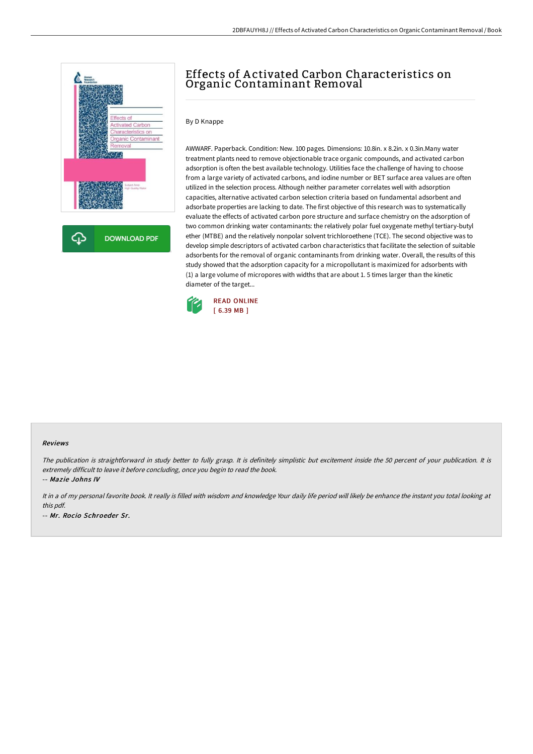# Effects of Activated Carbon Characteristics on Organic Contaminant Removal

By D Knappe

AWWARF. Paperback. Condition: New. 100 pages. Dimensions: 10.8in. x 8.2in. x 0.3in.Many water treatment plants need to remove objectionable trace organic compounds, and activated carbon adsorption is often the best available technology. Utilities face the challenge of having to choose from a large variety of activated carbons, and iodine number or BET surface area values are often utilized in the selection process. Although neither parameter correlates well with adsorption capacities, alternative activated carbon selection criteria based on fundamental adsorbent and adsorbate properties are lacking to date. The first objective of this research was to systematically evaluate the effects of activated carbon pore structure and surface chemistry on the adsorption of two common drinking water contaminants: the relatively polar fuel oxygenate methyl tertiary-butyl ether (MTBE) and the relatively nonpolar solvent trichloroethene (TCE). The second objective was to develop simple descriptors of activated carbon characteristics that facilitate the selection of suitable adsorbents for the removal of organic contaminants from drinking water. Overall, the results of this study showed that the adsorption capacity for a micropollutant is maximized for adsorbents with (1) a large volume of micropores with widths that are about 1. 5 times larger than the kinetic diameter of the target...

READ ONLINE
[ 6.39 MB ]

### Reviews

*The publication is straightforward in study better to fully grasp. It is definitely simplistic but excitement inside the 50 percent of your publication. It is extremely difficult to leave it before concluding, once you begin to read the book.*

*-- Mazie Johns IV*

*It in a of my personal favorite book. It really is filled with wisdom and knowledge Your daily life period will likely be enhance the instant you total looking at this pdf.*

*-- Mr. Rocio Schroeder Sr.*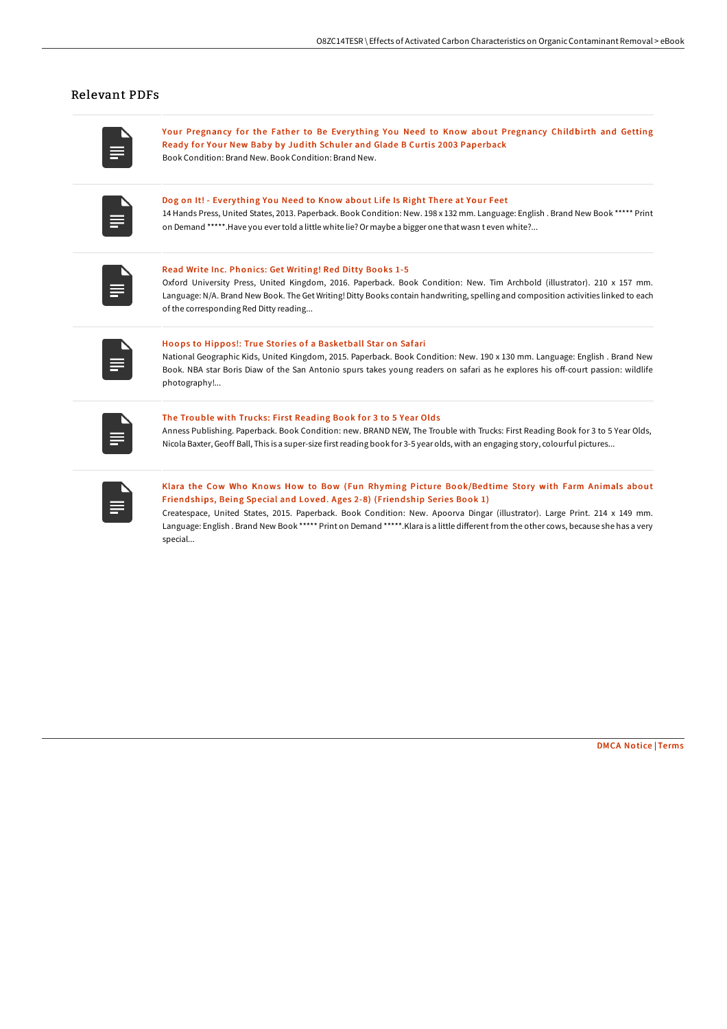## Relevant PDFs

**Your Pregnancy for the Father to Be Everything You Need to Know about Pregnancy Childbirth and Getting Ready for Your New Baby by Judith Schuler and Glade B Curtis 2003 Paperback**

Book Condition: Brand New. Book Condition: Brand New.

**Dog on It! - Everything You Need to Know about Life Is Right There at Your Feet**

14 Hands Press, United States, 2013. Paperback. Book Condition: New. 198 x 132 mm. Language: English . Brand New Book ***** Print on Demand *****.Have you ever told a little white lie? Or maybe a bigger one that wasn t even white?...

**Read Write Inc. Phonics: Get Writing! Red Ditty Books 1-5**

Oxford University Press, United Kingdom, 2016. Paperback. Book Condition: New. Tim Archbold (illustrator). 210 x 157 mm. Language: N/A. Brand New Book. The Get Writing! Ditty Books contain handwriting, spelling and composition activities linked to each of the corresponding Red Ditty reading...

**Hoops to Hippos!: True Stories of a Basketball Star on Safari**

National Geographic Kids, United Kingdom, 2015. Paperback. Book Condition: New. 190 x 130 mm. Language: English . Brand New Book. NBA star Boris Diaw of the San Antonio spurs takes young readers on safari as he explores his off-court passion: wildlife photography!...

**The Trouble with Trucks: First Reading Book for 3 to 5 Year Olds**

Anness Publishing. Paperback. Book Condition: new. BRAND NEW, The Trouble with Trucks: First Reading Book for 3 to 5 Year Olds, Nicola Baxter, Geoff Ball, This is a super-size first reading book for 3-5 year olds, with an engaging story, colourful pictures...

**Klara the Cow Who Knows How to Bow (Fun Rhyming Picture Book/Bedtime Story with Farm Animals about Friendships, Being Special and Loved. Ages 2-8) (Friendship Series Book 1)**

Createspace, United States, 2015. Paperback. Book Condition: New. Apoorva Dingar (illustrator). Large Print. 214 x 149 mm. Language: English . Brand New Book ***** Print on Demand *****.Klara is a little different from the other cows, because she has a very special...